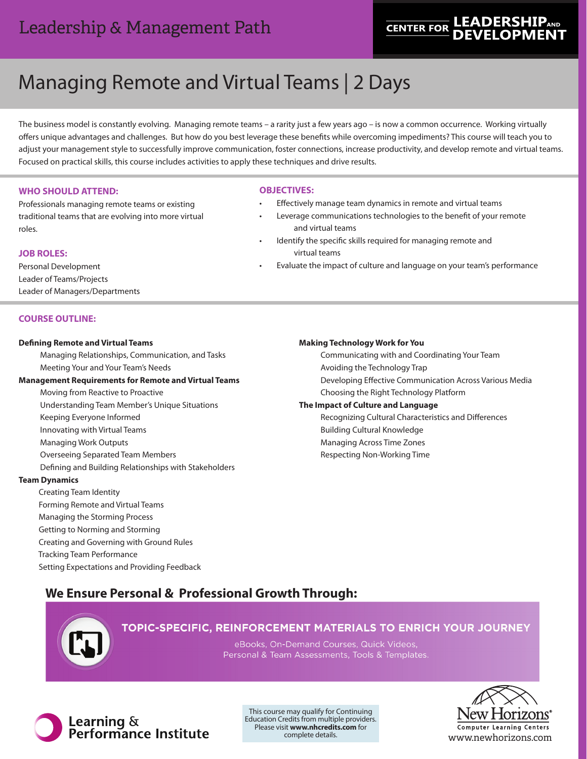Leadership & Management Path

CENTER FOR LEADERSHIP AND DEVELOPMENT

# Managing Remote and Virtual Teams | 2 Days

The business model is constantly evolving. Managing remote teams – a rarity just a few years ago – is now a common occurrence. Working virtually offers unique advantages and challenges. But how do you best leverage these benefits while overcoming impediments? This course will teach you to adjust your management style to successfully improve communication, foster connections, increase productivity, and develop remote and virtual teams. Focused on practical skills, this course includes activities to apply these techniques and drive results.

## WHO SHOULD ATTEND:

Professionals managing remote teams or existing traditional teams that are evolving into more virtual roles.

## JOB ROLES:

Personal Development
Leader of Teams/Projects
Leader of Managers/Departments

## OBJECTIVES:

- Effectively manage team dynamics in remote and virtual teams
- Leverage communications technologies to the benefit of your remote and virtual teams
- Identify the specific skills required for managing remote and virtual teams
- Evaluate the impact of culture and language on your team's performance

## COURSE OUTLINE:

**Defining Remote and Virtual Teams**
- Managing Relationships, Communication, and Tasks
- Meeting Your and Your Team's Needs

**Management Requirements for Remote and Virtual Teams**
- Moving from Reactive to Proactive
- Understanding Team Member's Unique Situations
- Keeping Everyone Informed
- Innovating with Virtual Teams
- Managing Work Outputs
- Overseeing Separated Team Members
- Defining and Building Relationships with Stakeholders

**Team Dynamics**
- Creating Team Identity
- Forming Remote and Virtual Teams
- Managing the Storming Process
- Getting to Norming and Storming
- Creating and Governing with Ground Rules
- Tracking Team Performance
- Setting Expectations and Providing Feedback

**Making Technology Work for You**
- Communicating with and Coordinating Your Team
- Avoiding the Technology Trap
- Developing Effective Communication Across Various Media
- Choosing the Right Technology Platform

**The Impact of Culture and Language**
- Recognizing Cultural Characteristics and Differences
- Building Cultural Knowledge
- Managing Across Time Zones
- Respecting Non-Working Time

## We Ensure Personal & Professional Growth Through:

**TOPIC-SPECIFIC, REINFORCEMENT MATERIALS TO ENRICH YOUR JOURNEY**

eBooks, On-Demand Courses, Quick Videos, Personal & Team Assessments, Tools & Templates.

Learning & Performance Institute

This course may qualify for Continuing Education Credits from multiple providers. Please visit **www.nhcredits.com** for complete details.

New Horizons® Computer Learning Centers
www.newhorizons.com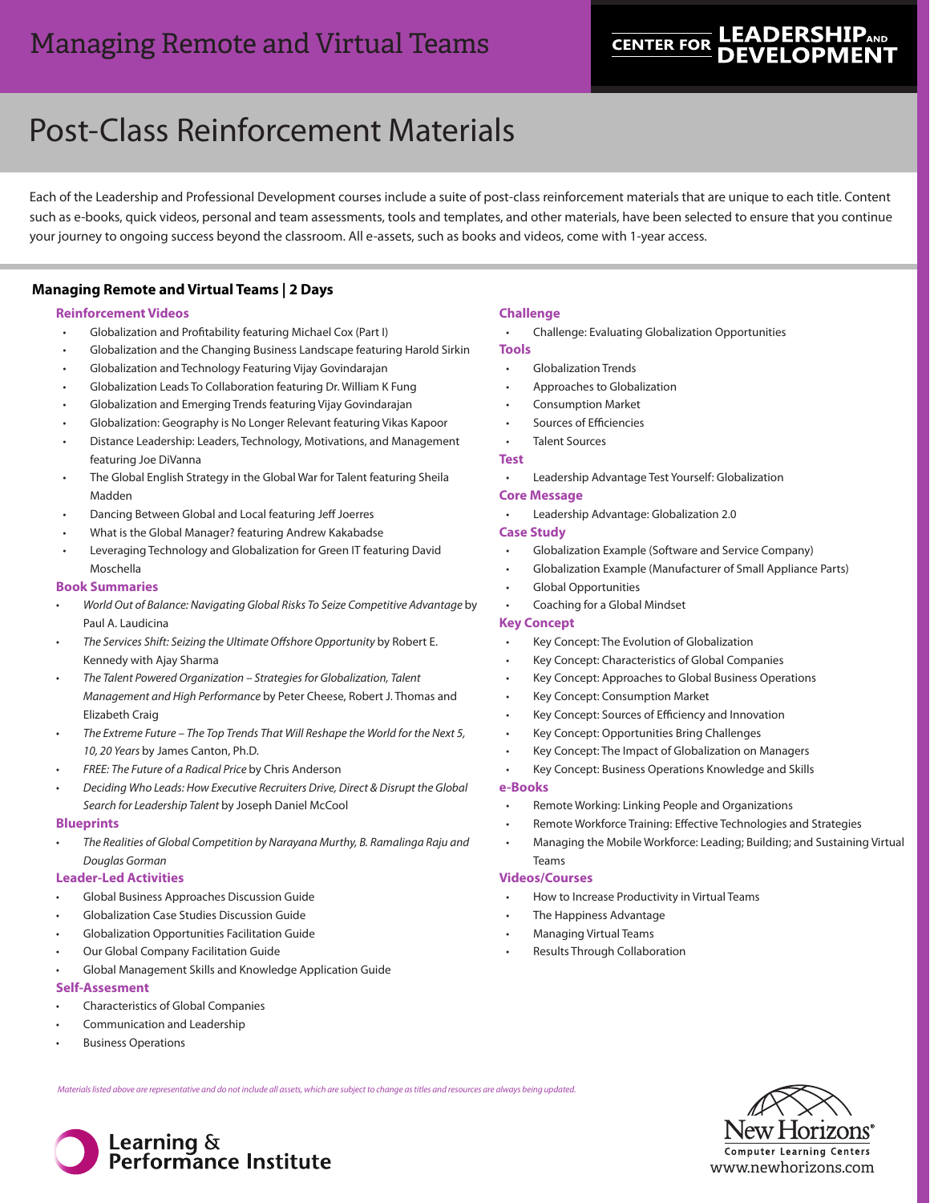# Managing Remote and Virtual Teams

CENTER FOR LEADERSHIP AND DEVELOPMENT

## Post-Class Reinforcement Materials

Each of the Leadership and Professional Development courses include a suite of post-class reinforcement materials that are unique to each title. Content such as e-books, quick videos, personal and team assessments, tools and templates, and other materials, have been selected to ensure that you continue your journey to ongoing success beyond the classroom. All e-assets, such as books and videos, come with 1-year access.

### Managing Remote and Virtual Teams | 2 Days

**Reinforcement Videos**

- Globalization and Profitability featuring Michael Cox (Part I)
- Globalization and the Changing Business Landscape featuring Harold Sirkin
- Globalization and Technology Featuring Vijay Govindarajan
- Globalization Leads To Collaboration featuring Dr. William K Fung
- Globalization and Emerging Trends featuring Vijay Govindarajan
- Globalization: Geography is No Longer Relevant featuring Vikas Kapoor
- Distance Leadership: Leaders, Technology, Motivations, and Management featuring Joe DiVanna
- The Global English Strategy in the Global War for Talent featuring Sheila Madden
- Dancing Between Global and Local featuring Jeff Joerres
- What is the Global Manager? featuring Andrew Kakabadse
- Leveraging Technology and Globalization for Green IT featuring David Moschella

**Book Summaries**

- *World Out of Balance: Navigating Global Risks To Seize Competitive Advantage* by Paul A. Laudicina
- *The Services Shift: Seizing the Ultimate Offshore Opportunity* by Robert E. Kennedy with Ajay Sharma
- *The Talent Powered Organization – Strategies for Globalization, Talent Management and High Performance* by Peter Cheese, Robert J. Thomas and Elizabeth Craig
- *The Extreme Future – The Top Trends That Will Reshape the World for the Next 5, 10, 20 Years* by James Canton, Ph.D.
- *FREE: The Future of a Radical Price* by Chris Anderson
- *Deciding Who Leads: How Executive Recruiters Drive, Direct & Disrupt the Global Search for Leadership Talent* by Joseph Daniel McCool

**Blueprints**

- *The Realities of Global Competition by Narayana Murthy, B. Ramalinga Raju and Douglas Gorman*

**Leader-Led Activities**

- Global Business Approaches Discussion Guide
- Globalization Case Studies Discussion Guide
- Globalization Opportunities Facilitation Guide
- Our Global Company Facilitation Guide
- Global Management Skills and Knowledge Application Guide

**Self-Assesment**

- Characteristics of Global Companies
- Communication and Leadership
- Business Operations

**Challenge**

- Challenge: Evaluating Globalization Opportunities

**Tools**

- Globalization Trends
- Approaches to Globalization
- Consumption Market
- Sources of Efficiencies
- Talent Sources

**Test**

- Leadership Advantage Test Yourself: Globalization

**Core Message**

- Leadership Advantage: Globalization 2.0

**Case Study**

- Globalization Example (Software and Service Company)
- Globalization Example (Manufacturer of Small Appliance Parts)
- Global Opportunities
- Coaching for a Global Mindset

**Key Concept**

- Key Concept: The Evolution of Globalization
- Key Concept: Characteristics of Global Companies
- Key Concept: Approaches to Global Business Operations
- Key Concept: Consumption Market
- Key Concept: Sources of Efficiency and Innovation
- Key Concept: Opportunities Bring Challenges
- Key Concept: The Impact of Globalization on Managers
- Key Concept: Business Operations Knowledge and Skills

**e-Books**

- Remote Working: Linking People and Organizations
- Remote Workforce Training: Effective Technologies and Strategies
- Managing the Mobile Workforce: Leading; Building; and Sustaining Virtual Teams

**Videos/Courses**

- How to Increase Productivity in Virtual Teams
- The Happiness Advantage
- Managing Virtual Teams
- Results Through Collaboration

*Materials listed above are representative and do not include all assets, which are subject to change as titles and resources are always being updated.*

Learning & Performance Institute

New Horizons® Computer Learning Centers
www.newhorizons.com